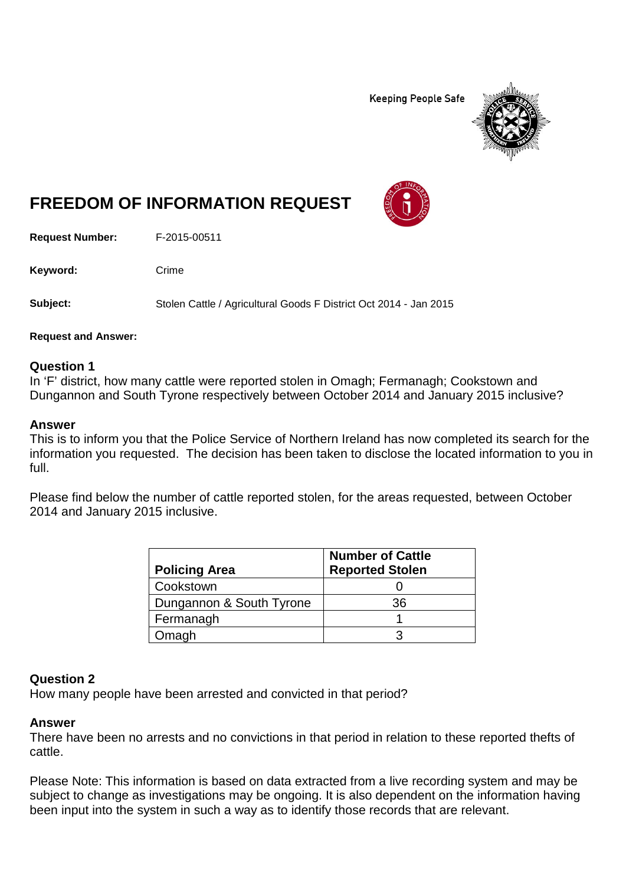Keeping People Safe

# FREEDOM OF INFORMATION REQUEST

**Request Number:** F-2015-00511

**Keyword:** Crime

**Subject:** Stolen Cattle / Agricultural Goods F District Oct 2014 - Jan 2015

**Request and Answer:**

### Question 1

In 'F' district, how many cattle were reported stolen in Omagh; Fermanagh; Cookstown and Dungannon and South Tyrone respectively between October 2014 and January 2015 inclusive?

### Answer

This is to inform you that the Police Service of Northern Ireland has now completed its search for the information you requested. The decision has been taken to disclose the located information to you in full.

Please find below the number of cattle reported stolen, for the areas requested, between October 2014 and January 2015 inclusive.

| Policing Area | Number of Cattle Reported Stolen |
|---|---|
| Cookstown | 0 |
| Dungannon & South Tyrone | 36 |
| Fermanagh | 1 |
| Omagh | 3 |

### Question 2

How many people have been arrested and convicted in that period?

### Answer

There have been no arrests and no convictions in that period in relation to these reported thefts of cattle.

Please Note: This information is based on data extracted from a live recording system and may be subject to change as investigations may be ongoing. It is also dependent on the information having been input into the system in such a way as to identify those records that are relevant.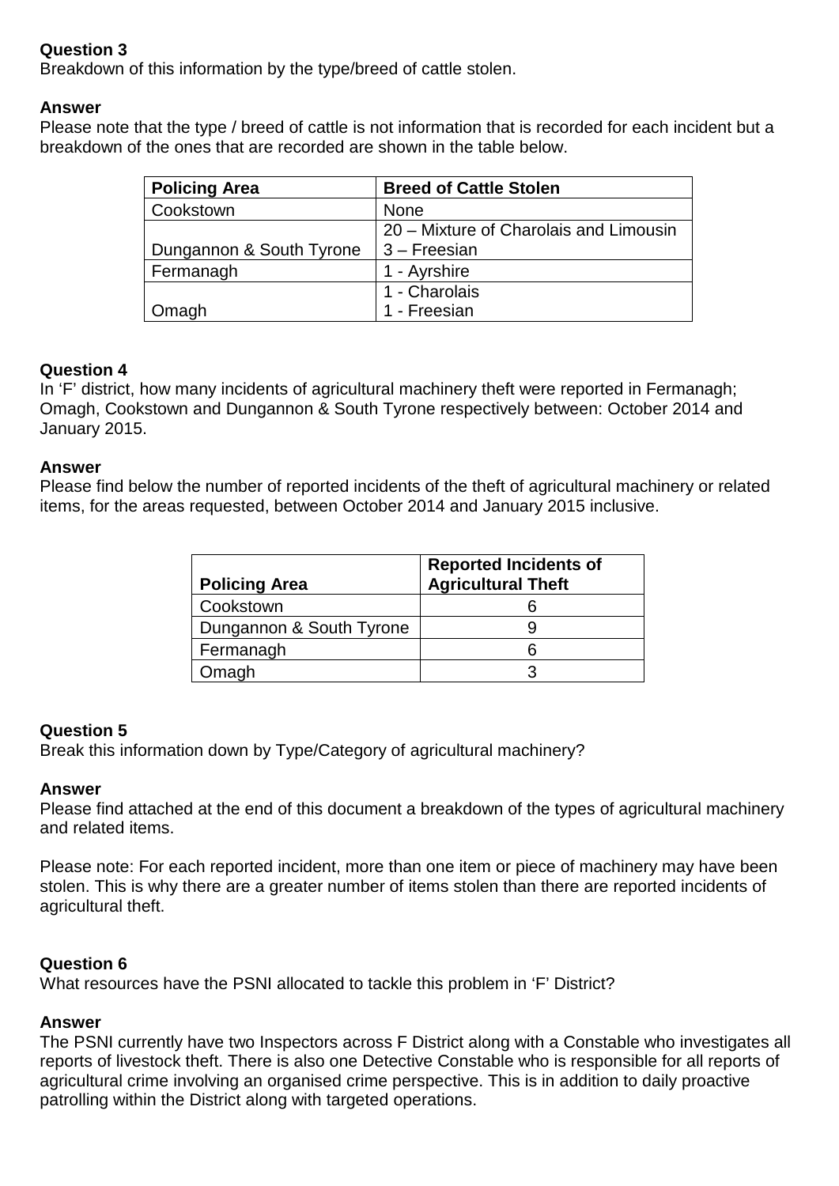**Question 3**
Breakdown of this information by the type/breed of cattle stolen.

**Answer**
Please note that the type / breed of cattle is not information that is recorded for each incident but a breakdown of the ones that are recorded are shown in the table below.

| Policing Area | Breed of Cattle Stolen |
| --- | --- |
| Cookstown | None |
| Dungannon & South Tyrone | 20 – Mixture of Charolais and Limousin<br>3 – Freesian |
| Fermanagh | 1 - Ayrshire |
| Omagh | 1 - Charolais<br>1 - Freesian |

**Question 4**
In 'F' district, how many incidents of agricultural machinery theft were reported in Fermanagh; Omagh, Cookstown and Dungannon & South Tyrone respectively between: October 2014 and January 2015.

**Answer**
Please find below the number of reported incidents of the theft of agricultural machinery or related items, for the areas requested, between October 2014 and January 2015 inclusive.

| Policing Area | Reported Incidents of Agricultural Theft |
| --- | --- |
| Cookstown | 6 |
| Dungannon & South Tyrone | 9 |
| Fermanagh | 6 |
| Omagh | 3 |

**Question 5**
Break this information down by Type/Category of agricultural machinery?

**Answer**
Please find attached at the end of this document a breakdown of the types of agricultural machinery and related items.

Please note: For each reported incident, more than one item or piece of machinery may have been stolen. This is why there are a greater number of items stolen than there are reported incidents of agricultural theft.

**Question 6**
What resources have the PSNI allocated to tackle this problem in 'F' District?

**Answer**
The PSNI currently have two Inspectors across F District along with a Constable who investigates all reports of livestock theft. There is also one Detective Constable who is responsible for all reports of agricultural crime involving an organised crime perspective. This is in addition to daily proactive patrolling within the District along with targeted operations.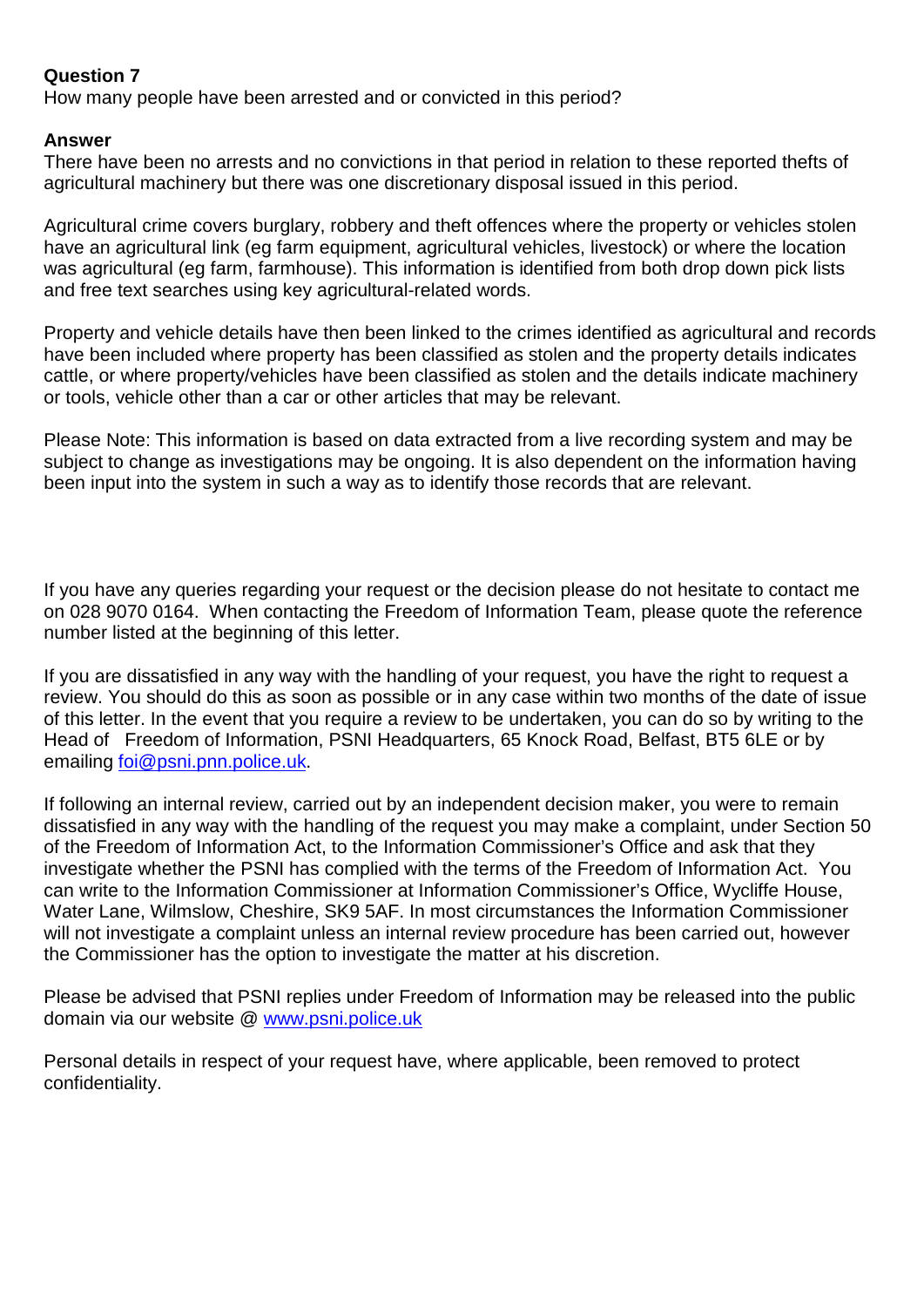**Question 7**
How many people have been arrested and or convicted in this period?

**Answer**
There have been no arrests and no convictions in that period in relation to these reported thefts of agricultural machinery but there was one discretionary disposal issued in this period.

Agricultural crime covers burglary, robbery and theft offences where the property or vehicles stolen have an agricultural link (eg farm equipment, agricultural vehicles, livestock) or where the location was agricultural (eg farm, farmhouse). This information is identified from both drop down pick lists and free text searches using key agricultural-related words.

Property and vehicle details have then been linked to the crimes identified as agricultural and records have been included where property has been classified as stolen and the property details indicates cattle, or where property/vehicles have been classified as stolen and the details indicate machinery or tools, vehicle other than a car or other articles that may be relevant.

Please Note: This information is based on data extracted from a live recording system and may be subject to change as investigations may be ongoing. It is also dependent on the information having been input into the system in such a way as to identify those records that are relevant.

If you have any queries regarding your request or the decision please do not hesitate to contact me on 028 9070 0164. When contacting the Freedom of Information Team, please quote the reference number listed at the beginning of this letter.

If you are dissatisfied in any way with the handling of your request, you have the right to request a review. You should do this as soon as possible or in any case within two months of the date of issue of this letter. In the event that you require a review to be undertaken, you can do so by writing to the Head of Freedom of Information, PSNI Headquarters, 65 Knock Road, Belfast, BT5 6LE or by emailing [foi@psni.pnn.police.uk](mailto:foi@psni.pnn.police.uk).

If following an internal review, carried out by an independent decision maker, you were to remain dissatisfied in any way with the handling of the request you may make a complaint, under Section 50 of the Freedom of Information Act, to the Information Commissioner's Office and ask that they investigate whether the PSNI has complied with the terms of the Freedom of Information Act. You can write to the Information Commissioner at Information Commissioner's Office, Wycliffe House, Water Lane, Wilmslow, Cheshire, SK9 5AF. In most circumstances the Information Commissioner will not investigate a complaint unless an internal review procedure has been carried out, however the Commissioner has the option to investigate the matter at his discretion.

Please be advised that PSNI replies under Freedom of Information may be released into the public domain via our website @ [www.psni.police.uk](http://www.psni.police.uk)

Personal details in respect of your request have, where applicable, been removed to protect confidentiality.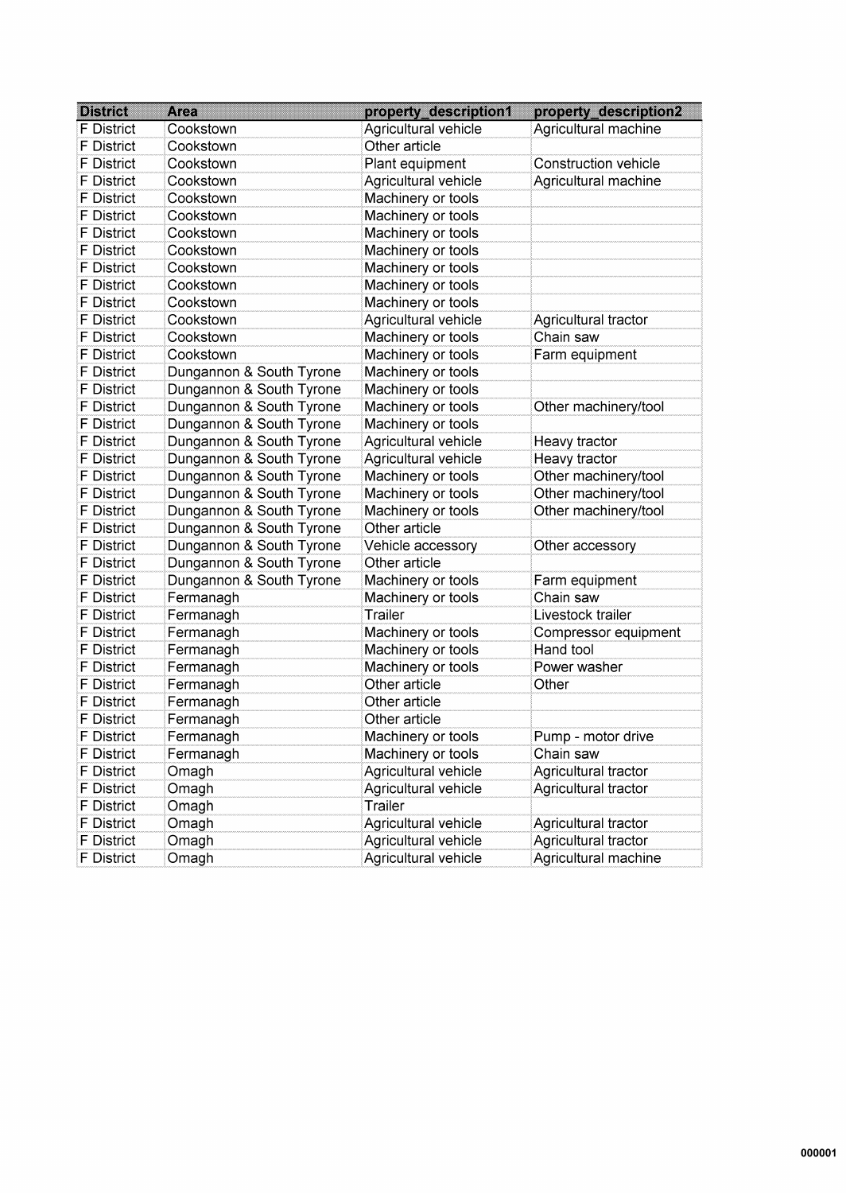| District | Area | property_description1 | property_description2 |
| --- | --- | --- | --- |
| F District | Cookstown | Agricultural vehicle | Agricultural machine |
| F District | Cookstown | Other article | |
| F District | Cookstown | Plant equipment | Construction vehicle |
| F District | Cookstown | Agricultural vehicle | Agricultural machine |
| F District | Cookstown | Machinery or tools | |
| F District | Cookstown | Machinery or tools | |
| F District | Cookstown | Machinery or tools | |
| F District | Cookstown | Machinery or tools | |
| F District | Cookstown | Machinery or tools | |
| F District | Cookstown | Machinery or tools | |
| F District | Cookstown | Machinery or tools | |
| F District | Cookstown | Agricultural vehicle | Agricultural tractor |
| F District | Cookstown | Machinery or tools | Chain saw |
| F District | Cookstown | Machinery or tools | Farm equipment |
| F District | Dungannon & South Tyrone | Machinery or tools | |
| F District | Dungannon & South Tyrone | Machinery or tools | |
| F District | Dungannon & South Tyrone | Machinery or tools | Other machinery/tool |
| F District | Dungannon & South Tyrone | Machinery or tools | |
| F District | Dungannon & South Tyrone | Agricultural vehicle | Heavy tractor |
| F District | Dungannon & South Tyrone | Agricultural vehicle | Heavy tractor |
| F District | Dungannon & South Tyrone | Machinery or tools | Other machinery/tool |
| F District | Dungannon & South Tyrone | Machinery or tools | Other machinery/tool |
| F District | Dungannon & South Tyrone | Machinery or tools | Other machinery/tool |
| F District | Dungannon & South Tyrone | Other article | |
| F District | Dungannon & South Tyrone | Vehicle accessory | Other accessory |
| F District | Dungannon & South Tyrone | Other article | |
| F District | Dungannon & South Tyrone | Machinery or tools | Farm equipment |
| F District | Fermanagh | Machinery or tools | Chain saw |
| F District | Fermanagh | Trailer | Livestock trailer |
| F District | Fermanagh | Machinery or tools | Compressor equipment |
| F District | Fermanagh | Machinery or tools | Hand tool |
| F District | Fermanagh | Machinery or tools | Power washer |
| F District | Fermanagh | Other article | Other |
| F District | Fermanagh | Other article | |
| F District | Fermanagh | Other article | |
| F District | Fermanagh | Machinery or tools | Pump - motor drive |
| F District | Fermanagh | Machinery or tools | Chain saw |
| F District | Omagh | Agricultural vehicle | Agricultural tractor |
| F District | Omagh | Agricultural vehicle | Agricultural tractor |
| F District | Omagh | Trailer | |
| F District | Omagh | Agricultural vehicle | Agricultural tractor |
| F District | Omagh | Agricultural vehicle | Agricultural tractor |
| F District | Omagh | Agricultural vehicle | Agricultural machine |